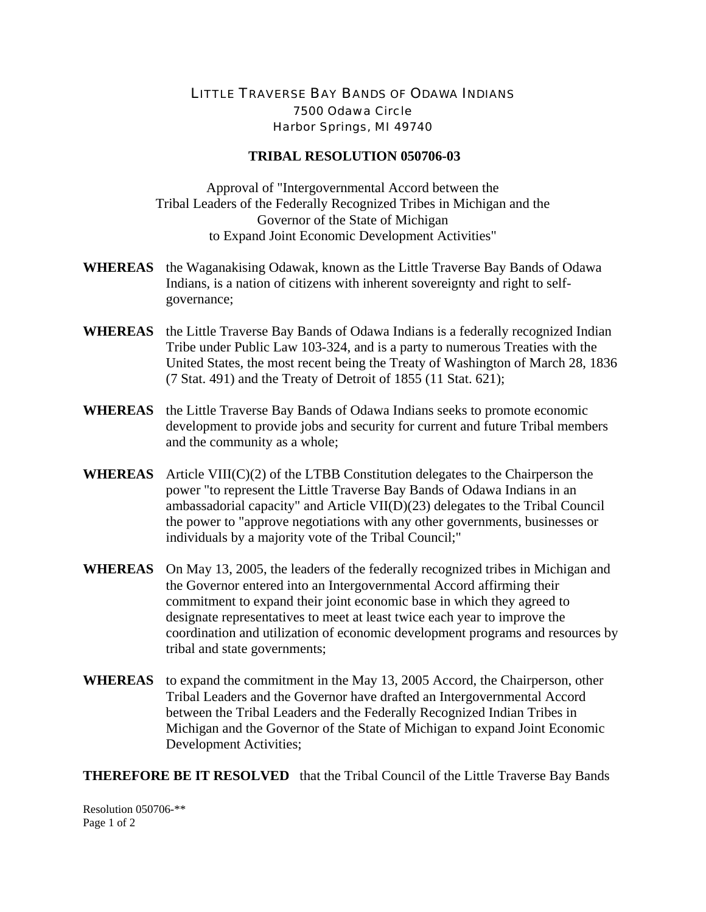LITTLE TRAVERSE BAY BANDS OF ODAWA INDIANS
7500 Odawa Circle
Harbor Springs, MI 49740

**TRIBAL RESOLUTION 050706-03**

Approval of "Intergovernmental Accord between the Tribal Leaders of the Federally Recognized Tribes in Michigan and the Governor of the State of Michigan to Expand Joint Economic Development Activities"

**WHEREAS** the Waganakising Odawak, known as the Little Traverse Bay Bands of Odawa Indians, is a nation of citizens with inherent sovereignty and right to self-governance;

**WHEREAS** the Little Traverse Bay Bands of Odawa Indians is a federally recognized Indian Tribe under Public Law 103-324, and is a party to numerous Treaties with the United States, the most recent being the Treaty of Washington of March 28, 1836 (7 Stat. 491) and the Treaty of Detroit of 1855 (11 Stat. 621);

**WHEREAS** the Little Traverse Bay Bands of Odawa Indians seeks to promote economic development to provide jobs and security for current and future Tribal members and the community as a whole;

**WHEREAS** Article VIII(C)(2) of the LTBB Constitution delegates to the Chairperson the power "to represent the Little Traverse Bay Bands of Odawa Indians in an ambassadorial capacity" and Article VII(D)(23) delegates to the Tribal Council the power to "approve negotiations with any other governments, businesses or individuals by a majority vote of the Tribal Council;"

**WHEREAS** On May 13, 2005, the leaders of the federally recognized tribes in Michigan and the Governor entered into an Intergovernmental Accord affirming their commitment to expand their joint economic base in which they agreed to designate representatives to meet at least twice each year to improve the coordination and utilization of economic development programs and resources by tribal and state governments;

**WHEREAS** to expand the commitment in the May 13, 2005 Accord, the Chairperson, other Tribal Leaders and the Governor have drafted an Intergovernmental Accord between the Tribal Leaders and the Federally Recognized Indian Tribes in Michigan and the Governor of the State of Michigan to expand Joint Economic Development Activities;

**THEREFORE BE IT RESOLVED** that the Tribal Council of the Little Traverse Bay Bands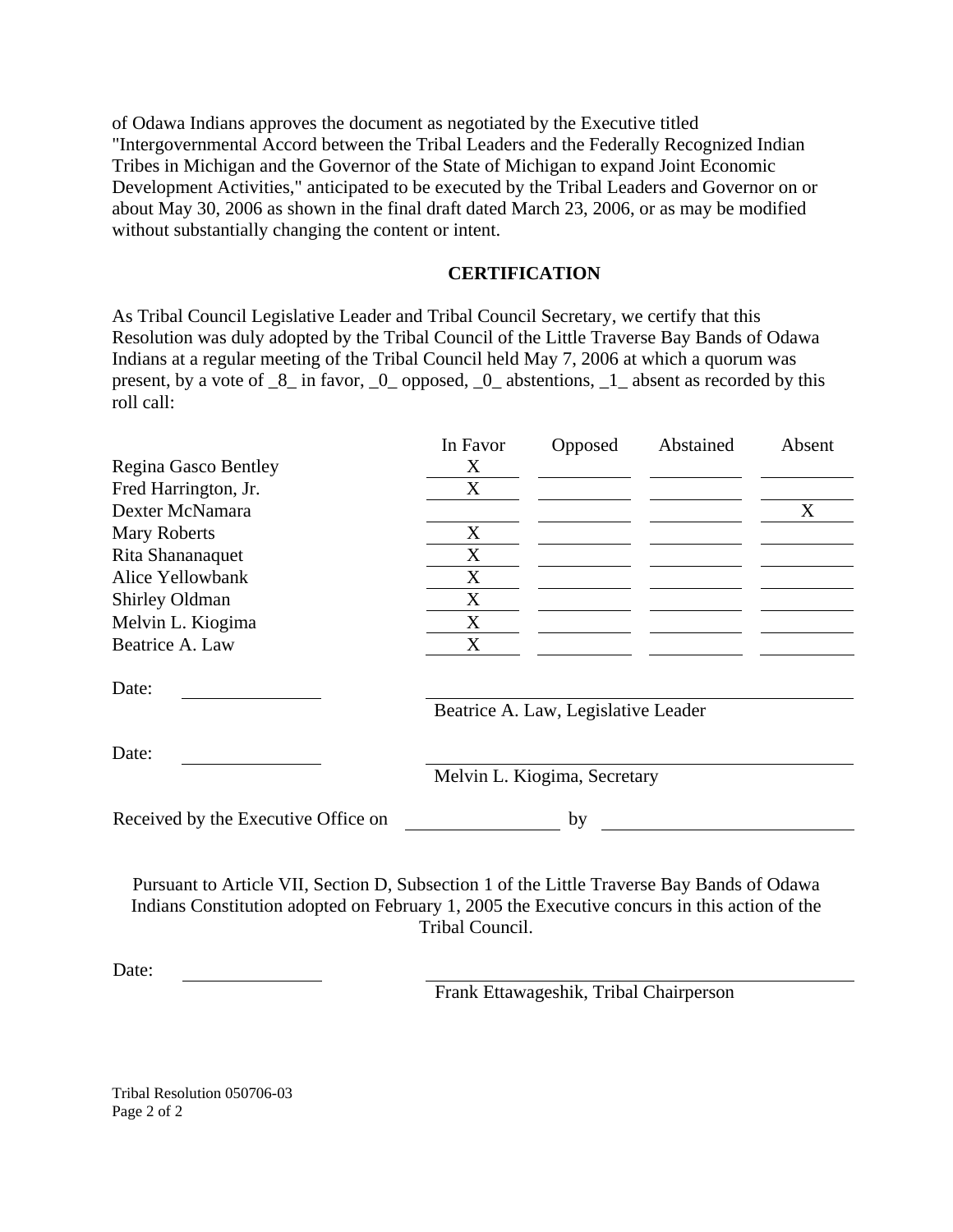of Odawa Indians approves the document as negotiated by the Executive titled "Intergovernmental Accord between the Tribal Leaders and the Federally Recognized Indian Tribes in Michigan and the Governor of the State of Michigan to expand Joint Economic Development Activities," anticipated to be executed by the Tribal Leaders and Governor on or about May 30, 2006 as shown in the final draft dated March 23, 2006, or as may be modified without substantially changing the content or intent.

## CERTIFICATION

As Tribal Council Legislative Leader and Tribal Council Secretary, we certify that this Resolution was duly adopted by the Tribal Council of the Little Traverse Bay Bands of Odawa Indians at a regular meeting of the Tribal Council held May 7, 2006 at which a quorum was present, by a vote of _8_ in favor, _0_ opposed, _0_ abstentions, _1_ absent as recorded by this roll call:

| | In Favor | Opposed | Abstained | Absent |
|---|---|---|---|---|
| Regina Gasco Bentley | X | | | |
| Fred Harrington, Jr. | X | | | |
| Dexter McNamara | | | | X |
| Mary Roberts | X | | | |
| Rita Shananaquet | X | | | |
| Alice Yellowbank | X | | | |
| Shirley Oldman | X | | | |
| Melvin L. Kiogima | X | | | |
| Beatrice A. Law | X | | | |

Date: ______________

______________________________
Beatrice A. Law, Legislative Leader

Date: ______________

______________________________
Melvin L. Kiogima, Secretary

Received by the Executive Office on ______________ by ______________________

Pursuant to Article VII, Section D, Subsection 1 of the Little Traverse Bay Bands of Odawa Indians Constitution adopted on February 1, 2005 the Executive concurs in this action of the Tribal Council.

Date: ______________

______________________________
Frank Ettawageshik, Tribal Chairperson

Tribal Resolution 050706-03